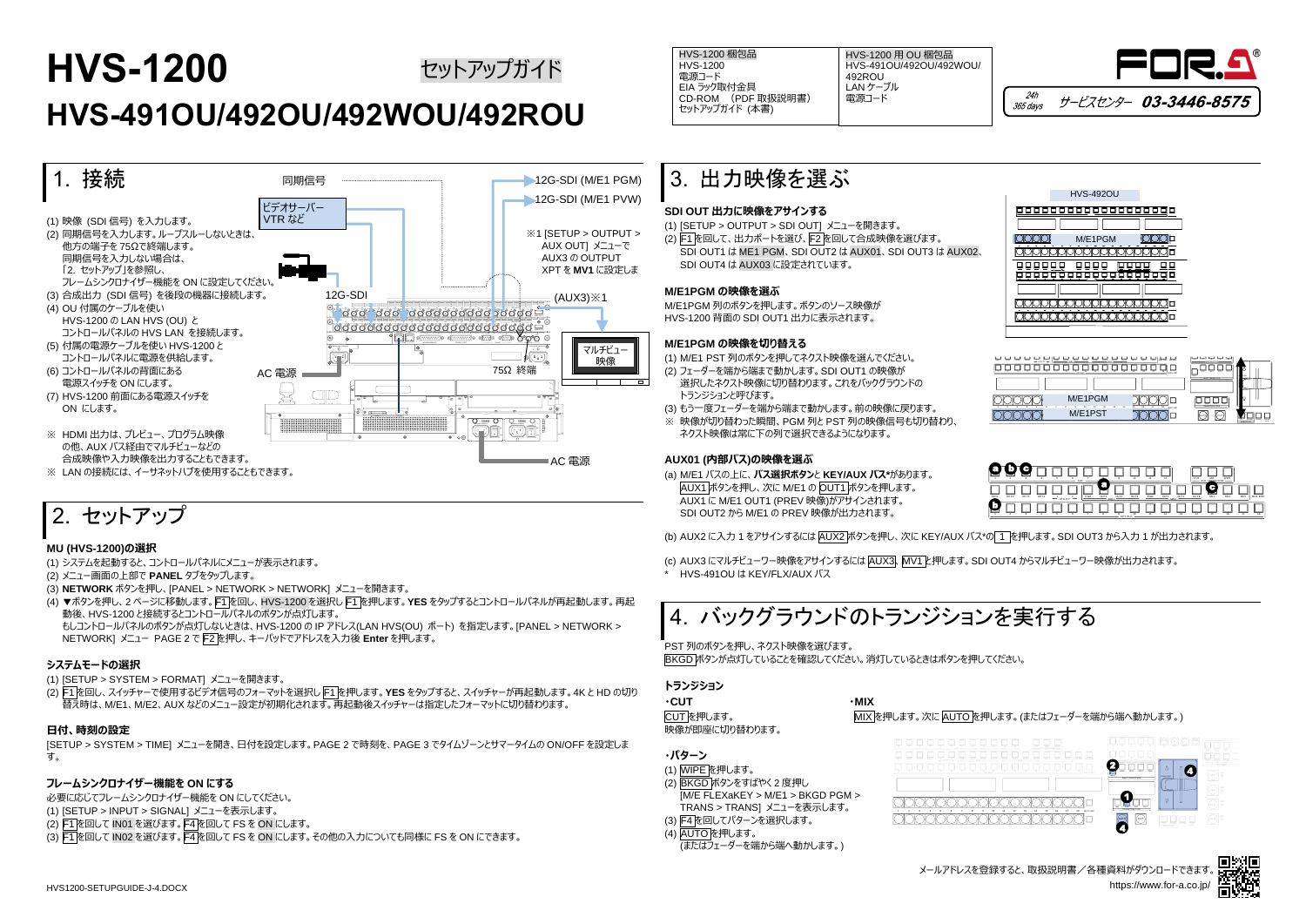# HVS-1200

# HVS-491OU/492OU/492WOU/492ROU

セットアップガイド

| HVS-1200 梱包品 | HVS-1200 用 OU 梱包品 |
|---|---|
| HVS-1200<br>電源コード<br>EIA ラック取付金具<br>CD-ROM （PDF 取扱説明書）<br>セットアップガイド (本書) | HVS-491OU/492OU/492WOU/492ROU<br>LAN ケーブル<br>電源コード |

FOR.A

24h 365 days サービスセンター 03-3446-8575

## 1. 接続

(1) 映像 (SDI 信号) を入力します。
(2) 同期信号を入力します。ループスルーしないときは、他方の端子を 75Ω で終端します。
同期信号を入力しない場合は、「2. セットアップ」を参照し、フレームシンクロナイザー機能を ON に設定してください。
(3) 合成出力 (SDI 信号) を後段の機器に接続します。
(4) OU 付属のケーブルを使い HVS-1200 の LAN HVS (OU) と コントロールパネルの HVS LAN を接続します。
(5) 付属の電源ケーブルを使い HVS-1200 と コントロールパネルに電源を供給します。
(6) コントロールパネルの背面にある電源スイッチを ON にします。
(7) HVS-1200 前面にある電源スイッチを ON にします。

※ HDMI 出力は、プレビュー、プログラム映像の他、AUX バス経由でマルチビューなどの合成映像や入力映像を出力することもできます。
※ LAN の接続には、イーサネットハブを使用することもできます。

同期信号 / ビデオサーバー VTR など / 12G-SDI / 12G-SDI (M/E1 PGM) / 12G-SDI (M/E1 PVW) / (AUX3)※1 / マルチビュー映像 / 75Ω 終端 / AC 電源 / AC 電源

※1 [SETUP > OUTPUT > AUX OUT] メニューで AUX3 の OUTPUT XPT を **MV1** に設定しま

## 2. セットアップ

### MU (HVS-1200)の選択

(1) システムを起動すると、コントロールパネルにメニューが表示されます。
(2) メニュー画面の上部で **PANEL** タブをタップします。
(3) **NETWORK** ボタンを押し、[PANEL > NETWORK > NETWORK] メニューを開きます。
(4) ▼ボタンを押し、2 ページに移動します。F1を回し、HVS-1200 を選択し F1を押します。**YES** をタップするとコントロールパネルが再起動します。再起動後、HVS-1200 と接続するとコントロールパネルのボタンが点灯します。
もしコントロールパネルのボタンが点灯しないときは、HVS-1200 の IP アドレス(LAN HVS(OU) ポート) を指定します。[PANEL > NETWORK > NETWORK] メニュー PAGE 2 で F2を押し、キーパッドでアドレスを入力後 **Enter** を押します。

### システムモードの選択

(1) [SETUP > SYSTEM > FORMAT] メニューを開きます。
(2) F1を回し、スイッチャーで使用するビデオ信号のフォーマットを選択し F1を押します。**YES** をタップすると、スイッチャーが再起動します。4K と HD の切り替え時は、M/E1、M/E2、AUX などのメニュー設定が初期化されます。再起動後スイッチャーは指定したフォーマットに切り替わります。

### 日付、時刻の設定

[SETUP > SYSTEM > TIME] メニューを開き、日付を設定します。PAGE 2 で時刻を、PAGE 3 でタイムゾーンとサマータイムの ON/OFF を設定します。

### フレームシンクロナイザー機能を ON にする

必要に応じてフレームシンクロナイザー機能を ON にしてください。
(1) [SETUP > INPUT > SIGNAL] メニューを表示します。
(2) F1を回して IN01 を選びます。F4を回して FS を ON にします。
(3) F1を回して IN02 を選びます。F4を回して FS を ON にします。その他の入力についても同様に FS を ON にできます。

## 3. 出力映像を選ぶ

### SDI OUT 出力に映像をアサインする

(1) [SETUP > OUTPUT > SDI OUT] メニューを開きます。
(2) F1を回して、出力ポートを選び、F2を回して合成映像を選びます。
SDI OUT1 は ME1 PGM、SDI OUT2 は AUX01、SDI OUT3 は AUX02、SDI OUT4 は AUX03 に設定されています。

### M/E1PGM の映像を選ぶ

M/E1PGM 列のボタンを押します。ボタンのソース映像が HVS-1200 背面の SDI OUT1 出力に表示されます。

### M/E1PGM の映像を切り替える

(1) M/E1 PST 列のボタンを押してネクスト映像を選んでください。
(2) フェーダーを端から端まで動かします。SDI OUT1 の映像が選択したネクスト映像に切り替わります。これをバックグラウンドのトランジションと呼びます。
(3) もう一度フェーダーを端から端まで動かします。前の映像に戻ります。
※ 映像が切り替わった瞬間、PGM 列と PST 列の映像信号も切り替わり、ネクスト映像は常に下の列で選択できるようになります。

HVS-492OU / M/E1PGM / M/E1PST

### AUX01 (内部バス)の映像を選ぶ

(a) M/E1 バスの上に、**バス選択ボタン**と **KEY/AUX バス***があります。
AUX1ボタンを押し、次に M/E1 の OUT1ボタンを押します。
AUX1 に M/E1 OUT1 (PREV 映像)がアサインされます。
SDI OUT2 から M/E1 の PREV 映像が出力されます。

(b) AUX2 に入力 1 をアサインするには AUX2ボタンを押し、次に KEY/AUX バス*の 1 を押します。SDI OUT3 から入力 1 が出力されます。

(c) AUX3 にマルチビューワー映像をアサインするには AUX3、MV1と押します。SDI OUT4 からマルチビューワー映像が出力されます。

\* HVS-491OU は KEY/FLX/AUX バス

## 4. バックグラウンドのトランジションを実行する

PST 列のボタンを押し、ネクスト映像を選びます。
BKGDボタンが点灯していることを確認してください。消灯しているときはボタンを押してください。

### トランジション

**・CUT**

CUTを押します。
映像が即座に切り替わります。

**・MIX**

MIXを押します。次に AUTOを押します。(またはフェーダーを端から端へ動かします。)

**・パターン**

(1) WIPEを押します。
(2) BKGDボタンをすばやく 2 度押し [M/E FLEXaKEY > M/E1 > BKGD PGM > TRANS > TRANS] メニューを表示します。
(3) F4を回してパターンを選択します。
(4) AUTOを押します。
(またはフェーダーを端から端へ動かします。)

メールアドレスを登録すると、取扱説明書／各種資料がダウンロードできます。
https://www.for-a.co.jp/

HVS1200-SETUPGUIDE-J-4.DOCX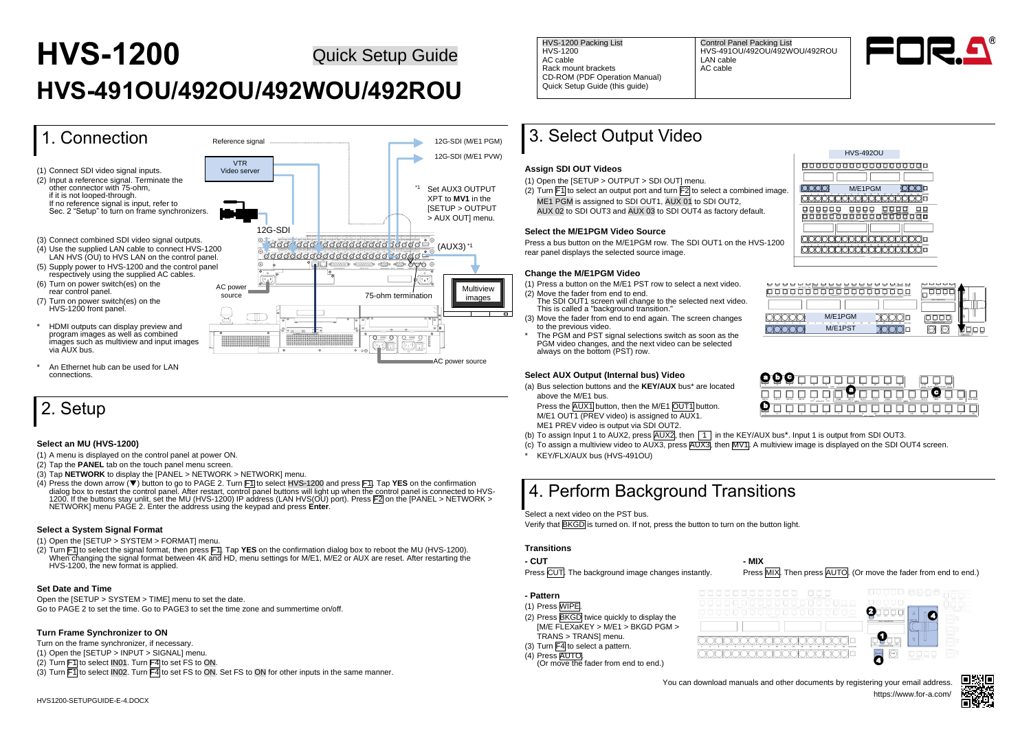# HVS-1200

Quick Setup Guide

# HVS-491OU/492OU/492WOU/492ROU

| HVS-1200 Packing List | Control Panel Packing List |
|---|---|
| HVS-1200<br>AC cable<br>Rack mount brackets<br>CD-ROM (PDF Operation Manual)<br>Quick Setup Guide (this guide) | HVS-491OU/492OU/492WOU/492ROU<br>LAN cable<br>AC cable |

## 1. Connection

(1) Connect SDI video signal inputs.
(2) Input a reference signal. Terminate the other connector with 75-ohm, if it is not looped-through. If no reference signal is input, refer to Sec. 2 "Setup" to turn on frame synchronizers.
(3) Connect combined SDI video signal outputs.
(4) Use the supplied LAN cable to connect HVS-1200 LAN HVS (OU) to HVS LAN on the control panel.
(5) Supply power to HVS-1200 and the control panel respectively using the supplied AC cables.
(6) Turn on power switch(es) on the rear control panel.
(7) Turn on power switch(es) on the HVS-1200 front panel.

\* HDMI outputs can display preview and program images as well as combined images such as multiview and input images via AUX bus.

\* An Ethernet hub can be used for LAN connections.

Reference signal

VTR
Video server

12G-SDI (M/E1 PGM)
12G-SDI (M/E1 PVW)

*1 Set AUX3 OUTPUT XPT to **MV1** in the [SETUP > OUTPUT > AUX OUT] menu.

12G-SDI

(AUX3) *1

AC power source

75-ohm termination

Multiview images

AC power source

## 2. Setup

### Select an MU (HVS-1200)

(1) A menu is displayed on the control panel at power ON.
(2) Tap the **PANEL** tab on the touch panel menu screen.
(3) Tap **NETWORK** to display the [PANEL > NETWORK > NETWORK] menu.
(4) Press the down arrow (▼) button to go to PAGE 2. Turn F1 to select HVS-1200 and press F1. Tap **YES** on the confirmation dialog box to restart the control panel. After restart, control panel buttons will light up when the control panel is connected to HVS-1200. If the buttons stay unlit, set the MU (HVS-1200) IP address (LAN HVS(OU) port). Press F2 on the [PANEL > NETWORK > NETWORK] menu PAGE 2. Enter the address using the keypad and press **Enter**.

### Select a System Signal Format

(1) Open the [SETUP > SYSTEM > FORMAT] menu.
(2) Turn F1 to select the signal format, then press F1. Tap **YES** on the confirmation dialog box to reboot the MU (HVS-1200). When changing the signal format between 4K and HD, menu settings for M/E1, M/E2 or AUX are reset. After restarting the HVS-1200, the new format is applied.

### Set Date and Time

Open the [SETUP > SYSTEM > TIME] menu to set the date.
Go to PAGE 2 to set the time. Go to PAGE3 to set the time zone and summertime on/off.

### Turn Frame Synchronizer to ON

Turn on the frame synchronizer, if necessary.
(1) Open the [SETUP > INPUT > SIGNAL] menu.
(2) Turn F1 to select IN01. Turn F4 to set FS to ON.
(3) Turn F1 to select IN02. Turn F4 to set FS to ON. Set FS to ON for other inputs in the same manner.

## 3. Select Output Video

### Assign SDI OUT Videos

(1) Open the [SETUP > OUTPUT > SDI OUT] menu.
(2) Turn F1 to select an output port and turn F2 to select a combined image.
M/E1 PGM is assigned to SDI OUT1, AUX 01 to SDI OUT2, AUX 02 to SDI OUT3 and AUX 03 to SDI OUT4 as factory default.

HVS-492OU

M/E1PGM

### Select the M/E1PGM Video Source

Press a bus button on the M/E1PGM row. The SDI OUT1 on the HVS-1200 rear panel displays the selected source image.

### Change the M/E1PGM Video

(1) Press a button on the M/E1 PST row to select a next video.
(2) Move the fader from end to end. The SDI OUT1 screen will change to the selected next video. This is called a "background transition."
(3) Move the fader from end to end again. The screen changes to the previous video.

\* The PGM and PST signal selections switch as soon as the PGM video changes, and the next video can be selected always on the bottom (PST) row.

M/E1PGM
M/E1PST

### Select AUX Output (Internal bus) Video

(a) Bus selection buttons and the **KEY/AUX** bus* are located above the M/E1 bus.
Press the AUX1 button, then the M/E1 OUT1 button.
M/E1 OUT1 (PREV video) is assigned to AUX1.
ME1 PREV video is output via SDI OUT2.
(b) To assign Input 1 to AUX2, press AUX2, then 1 in the KEY/AUX bus*. Input 1 is output from SDI OUT3.
(c) To assign a multiview video to AUX3, press AUX3, then MV1. A multiview image is displayed on the SDI OUT4 screen.

\* KEY/FLX/AUX bus (HVS-491OU)

## 4. Perform Background Transitions

Select a next video on the PST bus.
Verify that BKGD is turned on. If not, press the button to turn on the button light.

### Transitions

**- CUT**

Press CUT. The background image changes instantly.

**- MIX**

Press MIX. Then press AUTO. (Or move the fader from end to end.)

**- Pattern**

(1) Press WIPE.
(2) Press BKGD twice quickly to display the [M/E FLEXaKEY > M/E1 > BKGD PGM > TRANS > TRANS] menu.
(3) Turn F4 to select a pattern.
(4) Press AUTO.
(Or move the fader from end to end.)

You can download manuals and other documents by registering your email address.
https://www.for-a.com/

HVS1200-SETUPGUIDE-E-4.DOCX